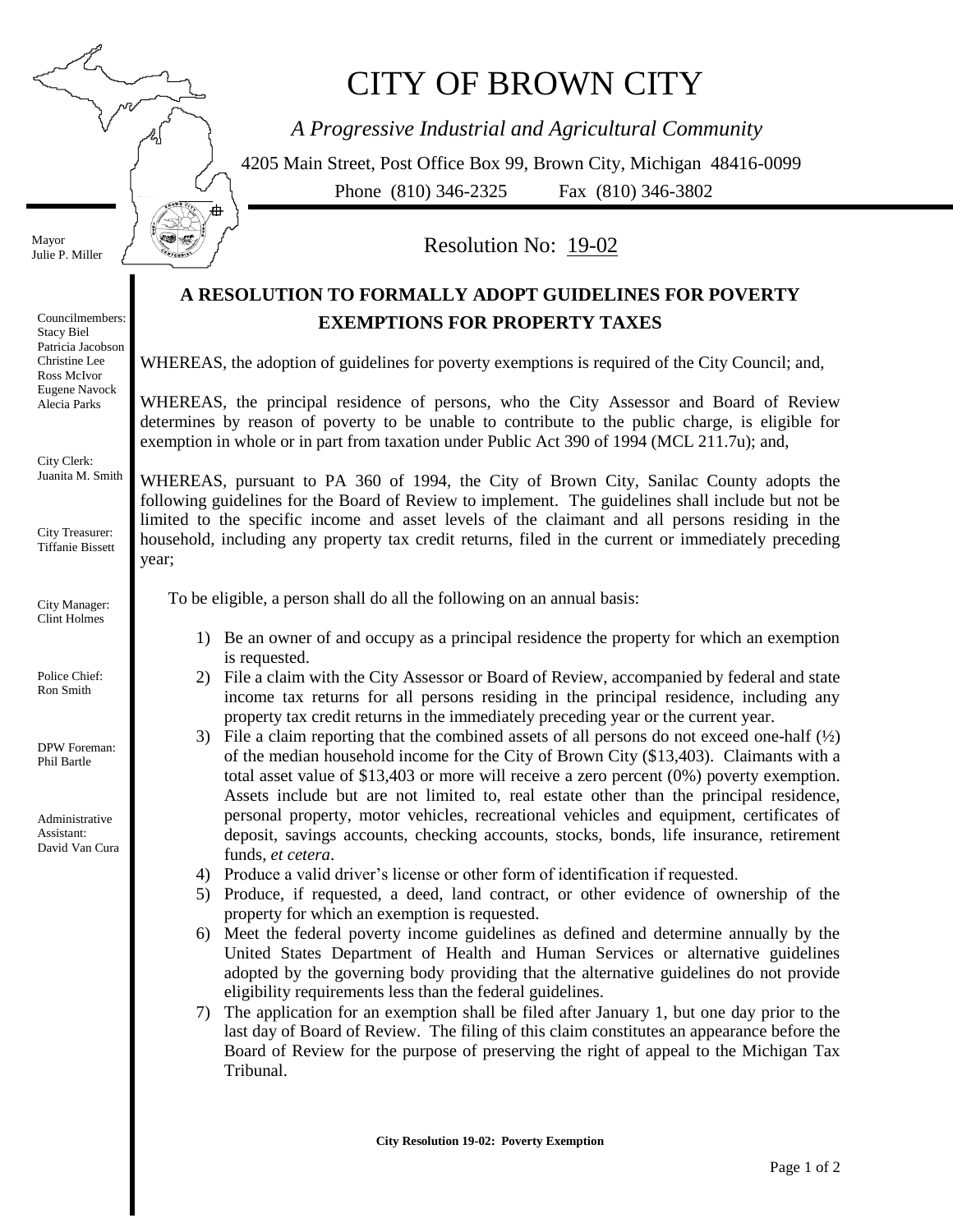# CITY OF BROWN CITY

*A Progressive Industrial and Agricultural Community*

4205 Main Street, Post Office Box 99, Brown City, Michigan 48416-0099

Phone (810) 346-2325 Fax (810) 346-3802

Mayor
Julie P. Miller

Councilmembers:
Stacy Biel
Patricia Jacobson
Christine Lee
Ross McIvor
Eugene Navock
Alecia Parks

City Clerk:
Juanita M. Smith

City Treasurer:
Tiffanie Bissett

City Manager:
Clint Holmes

Police Chief:
Ron Smith

DPW Foreman:
Phil Bartle

Administrative Assistant:
David Van Cura

Resolution No: 19-02

## A RESOLUTION TO FORMALLY ADOPT GUIDELINES FOR POVERTY EXEMPTIONS FOR PROPERTY TAXES

WHEREAS, the adoption of guidelines for poverty exemptions is required of the City Council; and,

WHEREAS, the principal residence of persons, who the City Assessor and Board of Review determines by reason of poverty to be unable to contribute to the public charge, is eligible for exemption in whole or in part from taxation under Public Act 390 of 1994 (MCL 211.7u); and,

WHEREAS, pursuant to PA 360 of 1994, the City of Brown City, Sanilac County adopts the following guidelines for the Board of Review to implement. The guidelines shall include but not be limited to the specific income and asset levels of the claimant and all persons residing in the household, including any property tax credit returns, filed in the current or immediately preceding year;

To be eligible, a person shall do all the following on an annual basis:

1) Be an owner of and occupy as a principal residence the property for which an exemption is requested.
2) File a claim with the City Assessor or Board of Review, accompanied by federal and state income tax returns for all persons residing in the principal residence, including any property tax credit returns in the immediately preceding year or the current year.
3) File a claim reporting that the combined assets of all persons do not exceed one-half (½) of the median household income for the City of Brown City ($13,403). Claimants with a total asset value of $13,403 or more will receive a zero percent (0%) poverty exemption. Assets include but are not limited to, real estate other than the principal residence, personal property, motor vehicles, recreational vehicles and equipment, certificates of deposit, savings accounts, checking accounts, stocks, bonds, life insurance, retirement funds, *et cetera*.
4) Produce a valid driver's license or other form of identification if requested.
5) Produce, if requested, a deed, land contract, or other evidence of ownership of the property for which an exemption is requested.
6) Meet the federal poverty income guidelines as defined and determine annually by the United States Department of Health and Human Services or alternative guidelines adopted by the governing body providing that the alternative guidelines do not provide eligibility requirements less than the federal guidelines.
7) The application for an exemption shall be filed after January 1, but one day prior to the last day of Board of Review. The filing of this claim constitutes an appearance before the Board of Review for the purpose of preserving the right of appeal to the Michigan Tax Tribunal.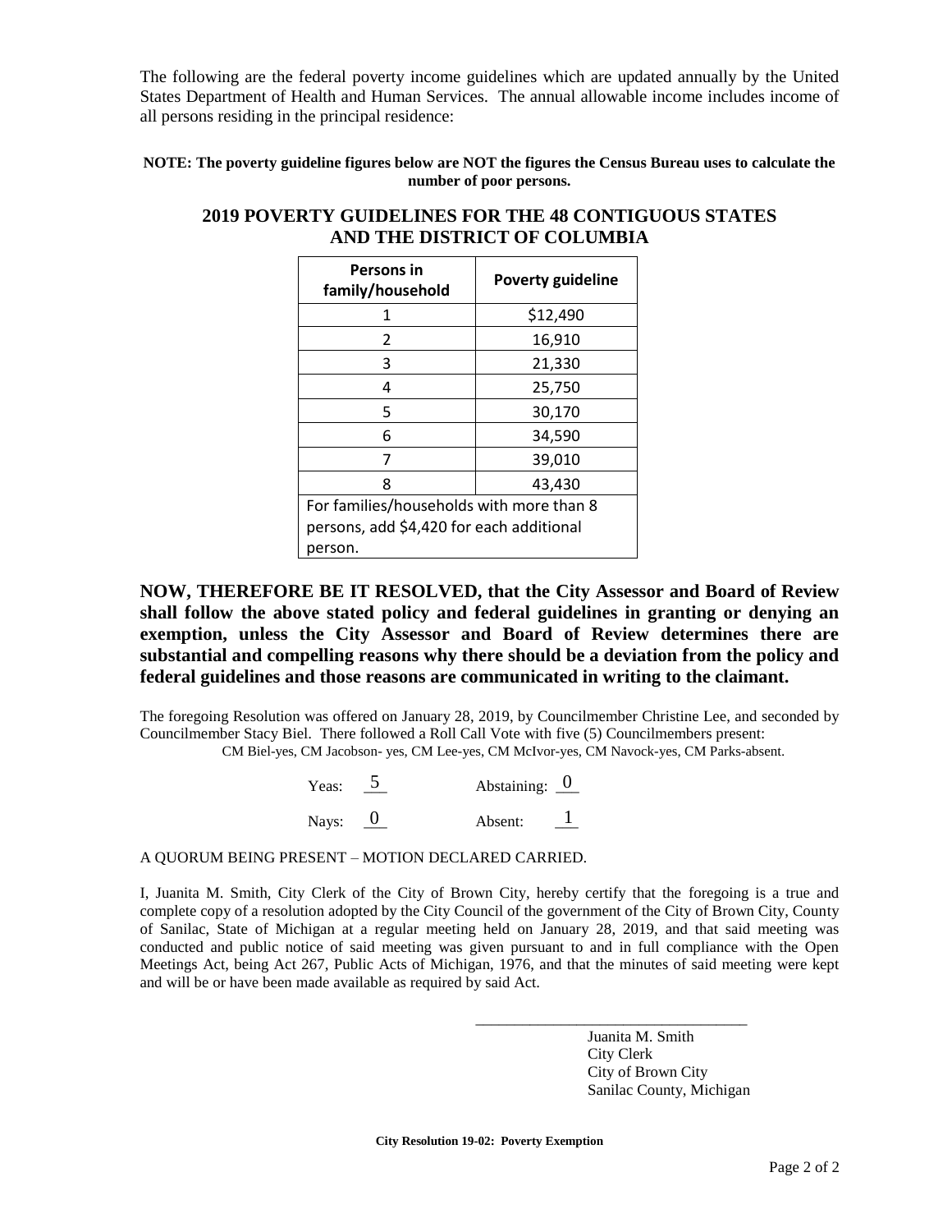The following are the federal poverty income guidelines which are updated annually by the United States Department of Health and Human Services. The annual allowable income includes income of all persons residing in the principal residence:

**NOTE: The poverty guideline figures below are NOT the figures the Census Bureau uses to calculate the number of poor persons.**

## 2019 POVERTY GUIDELINES FOR THE 48 CONTIGUOUS STATES AND THE DISTRICT OF COLUMBIA

| Persons in family/household | Poverty guideline |
|---|---|
| 1 | $12,490 |
| 2 | 16,910 |
| 3 | 21,330 |
| 4 | 25,750 |
| 5 | 30,170 |
| 6 | 34,590 |
| 7 | 39,010 |
| 8 | 43,430 |
| For families/households with more than 8 persons, add $4,420 for each additional person. | |

**NOW, THEREFORE BE IT RESOLVED, that the City Assessor and Board of Review shall follow the above stated policy and federal guidelines in granting or denying an exemption, unless the City Assessor and Board of Review determines there are substantial and compelling reasons why there should be a deviation from the policy and federal guidelines and those reasons are communicated in writing to the claimant.**

The foregoing Resolution was offered on January 28, 2019, by Councilmember Christine Lee, and seconded by Councilmember Stacy Biel. There followed a Roll Call Vote with five (5) Councilmembers present:

CM Biel-yes, CM Jacobson- yes, CM Lee-yes, CM McIvor-yes, CM Navock-yes, CM Parks-absent.

Yeas: 5 Abstaining: 0

Nays: 0 Absent: 1

A QUORUM BEING PRESENT – MOTION DECLARED CARRIED.

I, Juanita M. Smith, City Clerk of the City of Brown City, hereby certify that the foregoing is a true and complete copy of a resolution adopted by the City Council of the government of the City of Brown City, County of Sanilac, State of Michigan at a regular meeting held on January 28, 2019, and that said meeting was conducted and public notice of said meeting was given pursuant to and in full compliance with the Open Meetings Act, being Act 267, Public Acts of Michigan, 1976, and that the minutes of said meeting were kept and will be or have been made available as required by said Act.

\_\_\_\_\_\_\_\_\_\_\_\_\_\_\_\_\_\_\_\_\_\_\_\_\_\_\_\_\_\_\_\_\_\_

Juanita M. Smith
City Clerk
City of Brown City
Sanilac County, Michigan

**City Resolution 19-02: Poverty Exemption**